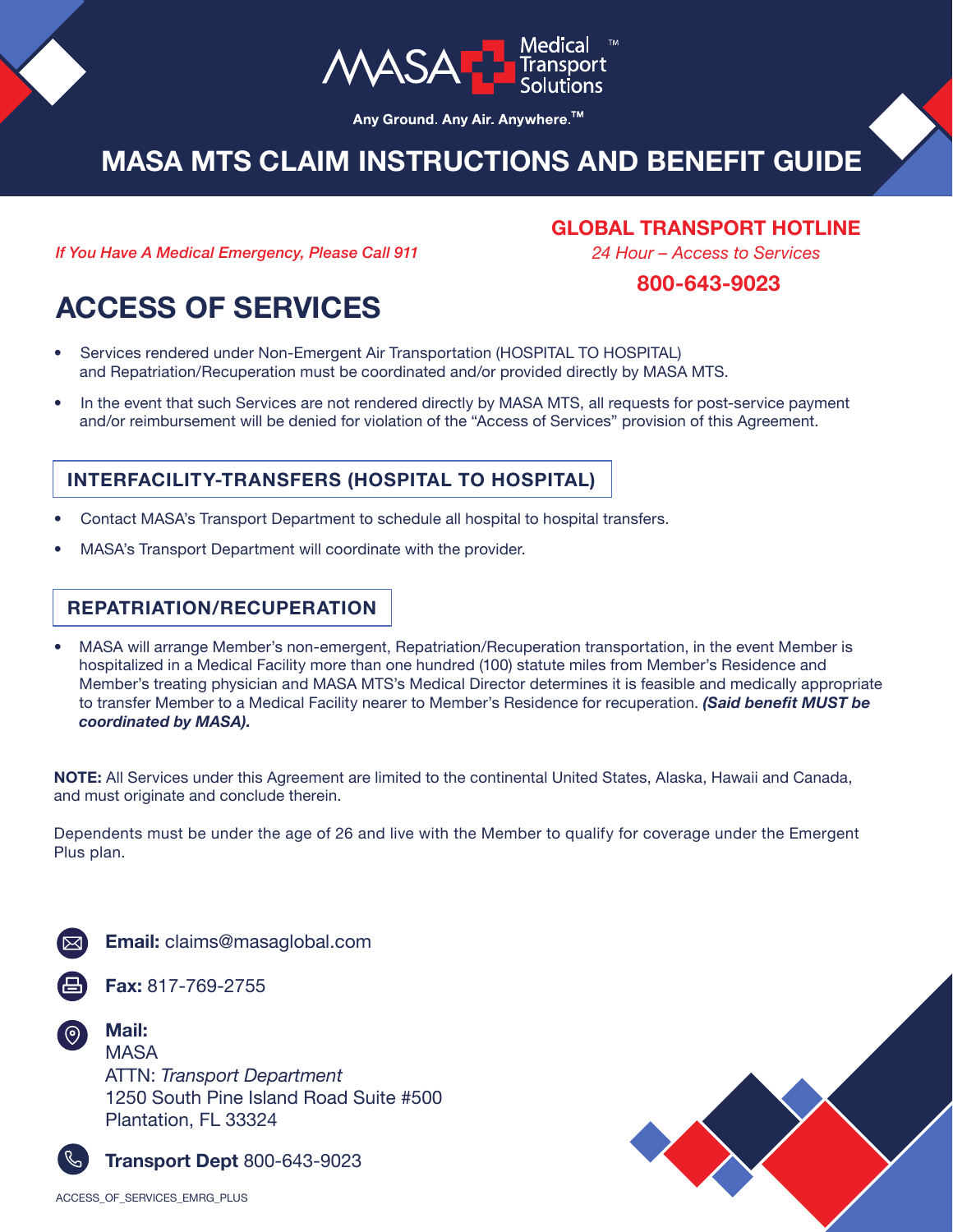MASA Medical Transport Solutions™

Any Ground. Any Air. Anywhere.™

# MASA MTS CLAIM INSTRUCTIONS AND BENEFIT GUIDE

*If You Have A Medical Emergency, Please Call 911*

**GLOBAL TRANSPORT HOTLINE**

*24 Hour – Access to Services*

**800-643-9023**

## ACCESS OF SERVICES

- Services rendered under Non-Emergent Air Transportation (HOSPITAL TO HOSPITAL) and Repatriation/Recuperation must be coordinated and/or provided directly by MASA MTS.
- In the event that such Services are not rendered directly by MASA MTS, all requests for post-service payment and/or reimbursement will be denied for violation of the "Access of Services" provision of this Agreement.

### INTERFACILITY-TRANSFERS (HOSPITAL TO HOSPITAL)

- Contact MASA's Transport Department to schedule all hospital to hospital transfers.
- MASA's Transport Department will coordinate with the provider.

### REPATRIATION/RECUPERATION

- MASA will arrange Member's non-emergent, Repatriation/Recuperation transportation, in the event Member is hospitalized in a Medical Facility more than one hundred (100) statute miles from Member's Residence and Member's treating physician and MASA MTS's Medical Director determines it is feasible and medically appropriate to transfer Member to a Medical Facility nearer to Member's Residence for recuperation. ***(Said benefit MUST be coordinated by MASA).***

**NOTE:** All Services under this Agreement are limited to the continental United States, Alaska, Hawaii and Canada, and must originate and conclude therein.

Dependents must be under the age of 26 and live with the Member to qualify for coverage under the Emergent Plus plan.

**Email:** claims@masaglobal.com

**Fax:** 817-769-2755

**Mail:**
MASA
ATTN: *Transport Department*
1250 South Pine Island Road Suite #500
Plantation, FL 33324

**Transport Dept** 800-643-9023

ACCESS_OF_SERVICES_EMRG_PLUS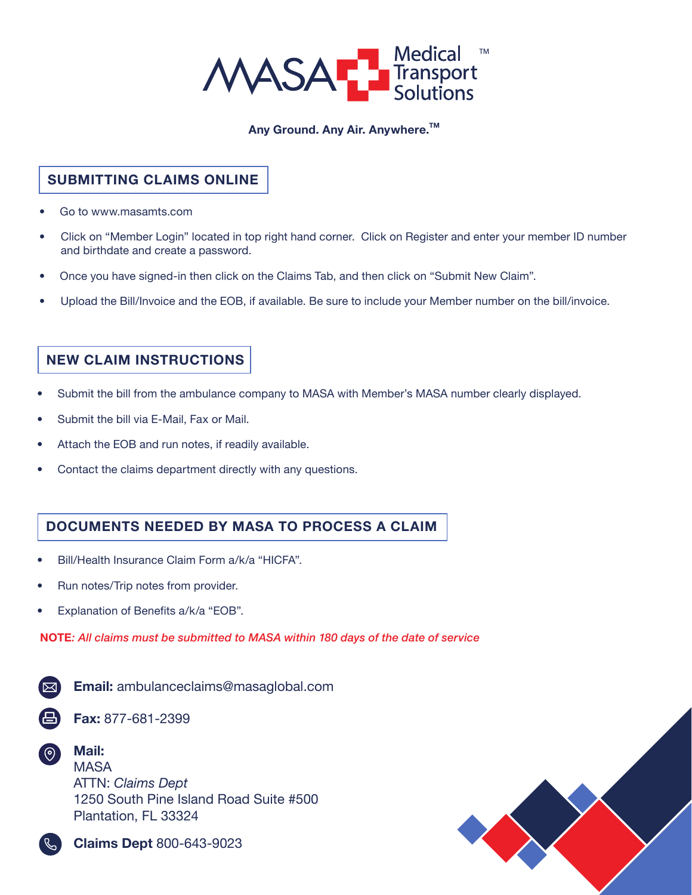# MASA Medical Transport Solutions™

**Any Ground. Any Air. Anywhere.™**

## SUBMITTING CLAIMS ONLINE

- Go to www.masamts.com
- Click on "Member Login" located in top right hand corner. Click on Register and enter your member ID number and birthdate and create a password.
- Once you have signed-in then click on the Claims Tab, and then click on "Submit New Claim".
- Upload the Bill/Invoice and the EOB, if available. Be sure to include your Member number on the bill/invoice.

## NEW CLAIM INSTRUCTIONS

- Submit the bill from the ambulance company to MASA with Member's MASA number clearly displayed.
- Submit the bill via E-Mail, Fax or Mail.
- Attach the EOB and run notes, if readily available.
- Contact the claims department directly with any questions.

## DOCUMENTS NEEDED BY MASA TO PROCESS A CLAIM

- Bill/Health Insurance Claim Form a/k/a "HICFA".
- Run notes/Trip notes from provider.
- Explanation of Benefits a/k/a "EOB".

**NOTE***: All claims must be submitted to MASA within 180 days of the date of service*

**Email:** ambulanceclaims@masaglobal.com

**Fax:** 877-681-2399

**Mail:**
MASA
ATTN: *Claims Dept*
1250 South Pine Island Road Suite #500
Plantation, FL 33324

**Claims Dept** 800-643-9023